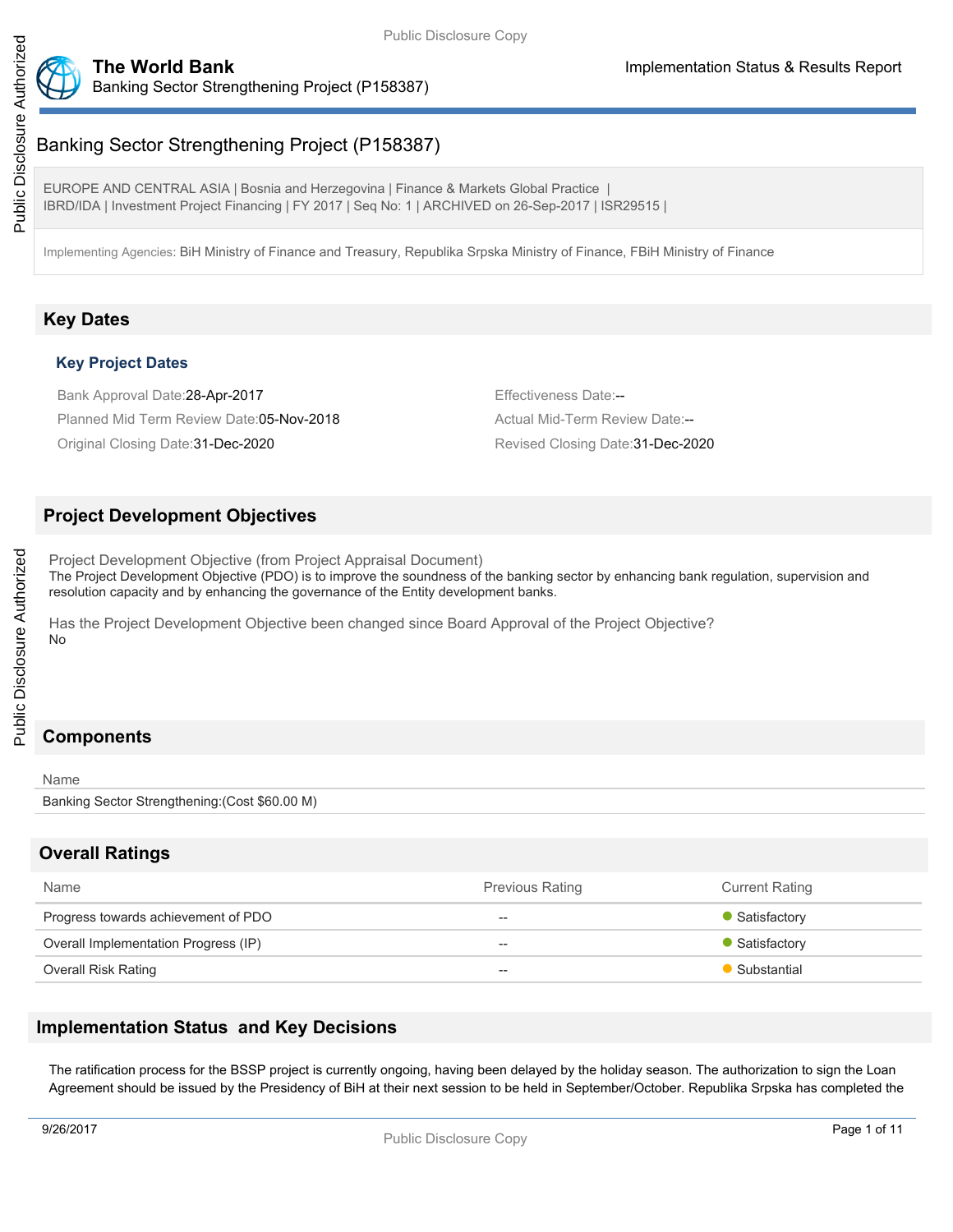# Banking Sector Strengthening Project (P158387)

EUROPE AND CENTRAL ASIA | Bosnia and Herzegovina | Finance & Markets Global Practice | IBRD/IDA | Investment Project Financing | FY 2017 | Seq No: 1 | ARCHIVED on 26-Sep-2017 | ISR29515 |

Implementing Agencies: BiH Ministry of Finance and Treasury, Republika Srpska Ministry of Finance, FBiH Ministry of Finance

## Key Dates

### Key Project Dates

Bank Approval Date:28-Apr-2017

Effectiveness Date:--

Planned Mid Term Review Date:05-Nov-2018

Actual Mid-Term Review Date:--

Original Closing Date:31-Dec-2020

Revised Closing Date:31-Dec-2020

## Project Development Objectives

Project Development Objective (from Project Appraisal Document)

The Project Development Objective (PDO) is to improve the soundness of the banking sector by enhancing bank regulation, supervision and resolution capacity and by enhancing the governance of the Entity development banks.

Has the Project Development Objective been changed since Board Approval of the Project Objective?

No

## Components

| Name |
|---|
| Banking Sector Strengthening:(Cost $60.00 M) |

## Overall Ratings

| Name | Previous Rating | Current Rating |
|---|---|---|
| Progress towards achievement of PDO | -- | Satisfactory |
| Overall Implementation Progress (IP) | -- | Satisfactory |
| Overall Risk Rating | -- | Substantial |

## Implementation Status and Key Decisions

The ratification process for the BSSP project is currently ongoing, having been delayed by the holiday season. The authorization to sign the Loan Agreement should be issued by the Presidency of BiH at their next session to be held in September/October. Republika Srpska has completed the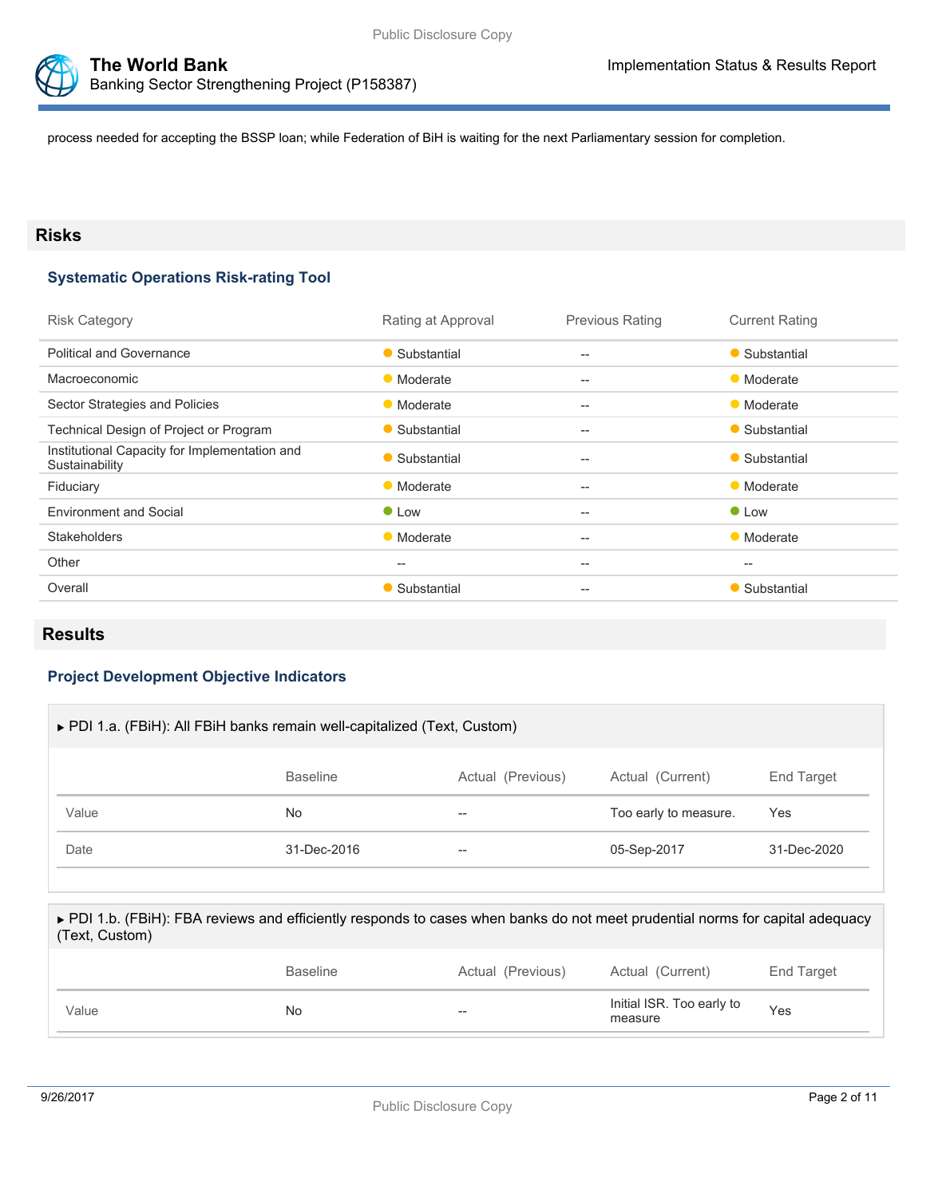process needed for accepting the BSSP loan; while Federation of BiH is waiting for the next Parliamentary session for completion.

## Risks

### Systematic Operations Risk-rating Tool

| Risk Category | Rating at Approval | Previous Rating | Current Rating |
| --- | --- | --- | --- |
| Political and Governance | Substantial | -- | Substantial |
| Macroeconomic | Moderate | -- | Moderate |
| Sector Strategies and Policies | Moderate | -- | Moderate |
| Technical Design of Project or Program | Substantial | -- | Substantial |
| Institutional Capacity for Implementation and Sustainability | Substantial | -- | Substantial |
| Fiduciary | Moderate | -- | Moderate |
| Environment and Social | Low | -- | Low |
| Stakeholders | Moderate | -- | Moderate |
| Other | -- | -- | -- |
| Overall | Substantial | -- | Substantial |

## Results

### Project Development Objective Indicators

▶ PDI 1.a. (FBiH): All FBiH banks remain well-capitalized (Text, Custom)

| | Baseline | Actual (Previous) | Actual (Current) | End Target |
| --- | --- | --- | --- | --- |
| Value | No | -- | Too early to measure. | Yes |
| Date | 31-Dec-2016 | -- | 05-Sep-2017 | 31-Dec-2020 |

▶ PDI 1.b. (FBiH): FBA reviews and efficiently responds to cases when banks do not meet prudential norms for capital adequacy (Text, Custom)

| | Baseline | Actual (Previous) | Actual (Current) | End Target |
| --- | --- | --- | --- | --- |
| Value | No | -- | Initial ISR. Too early to measure | Yes |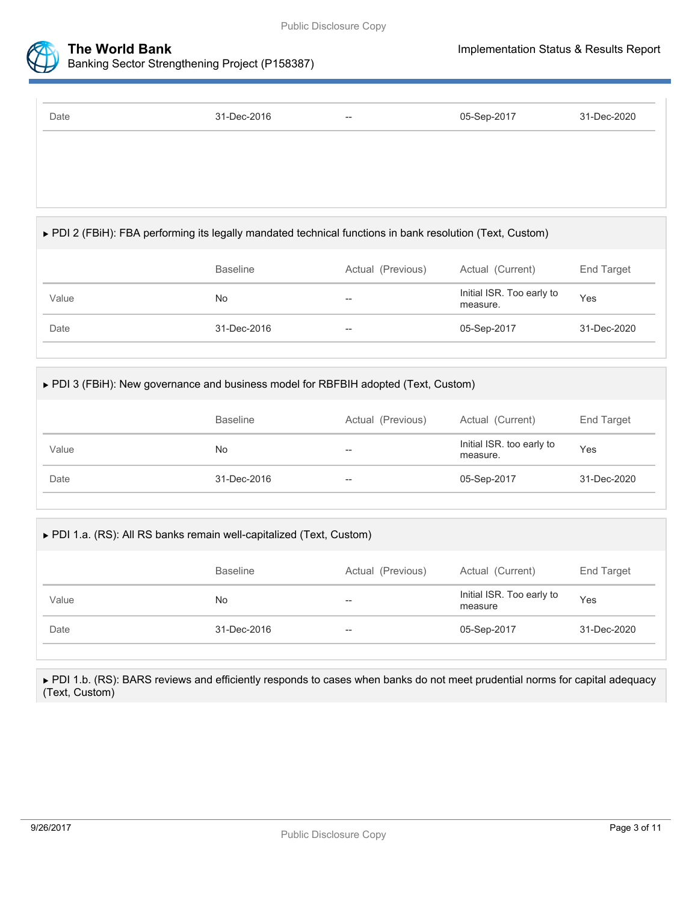| | | | | |
|---|---|---|---|---|
| Date | 31-Dec-2016 | -- | 05-Sep-2017 | 31-Dec-2020 |

▶ PDI 2 (FBiH): FBA performing its legally mandated technical functions in bank resolution (Text, Custom)

| | Baseline | Actual (Previous) | Actual (Current) | End Target |
|---|---|---|---|---|
| Value | No | -- | Initial ISR. Too early to measure. | Yes |
| Date | 31-Dec-2016 | -- | 05-Sep-2017 | 31-Dec-2020 |

▶ PDI 3 (FBiH): New governance and business model for RBFBIH adopted (Text, Custom)

| | Baseline | Actual (Previous) | Actual (Current) | End Target |
|---|---|---|---|---|
| Value | No | -- | Initial ISR. too early to measure. | Yes |
| Date | 31-Dec-2016 | -- | 05-Sep-2017 | 31-Dec-2020 |

▶ PDI 1.a. (RS): All RS banks remain well-capitalized (Text, Custom)

| | Baseline | Actual (Previous) | Actual (Current) | End Target |
|---|---|---|---|---|
| Value | No | -- | Initial ISR. Too early to measure | Yes |
| Date | 31-Dec-2016 | -- | 05-Sep-2017 | 31-Dec-2020 |

▶ PDI 1.b. (RS): BARS reviews and efficiently responds to cases when banks do not meet prudential norms for capital adequacy (Text, Custom)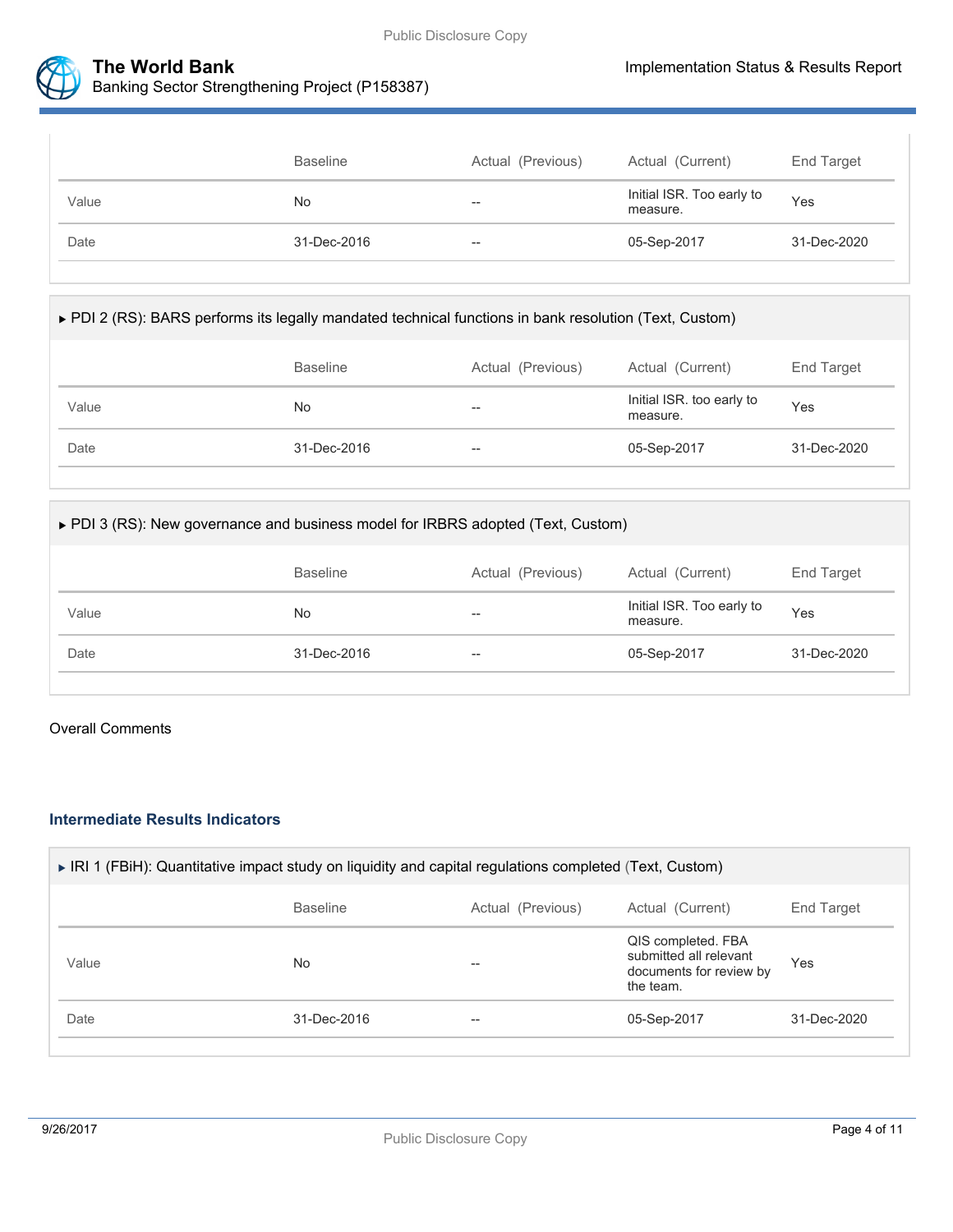| | Baseline | Actual (Previous) | Actual (Current) | End Target |
|---|---|---|---|---|
| Value | No | -- | Initial ISR. Too early to measure. | Yes |
| Date | 31-Dec-2016 | -- | 05-Sep-2017 | 31-Dec-2020 |

▸ PDI 2 (RS): BARS performs its legally mandated technical functions in bank resolution (Text, Custom)

| | Baseline | Actual (Previous) | Actual (Current) | End Target |
|---|---|---|---|---|
| Value | No | -- | Initial ISR. too early to measure. | Yes |
| Date | 31-Dec-2016 | -- | 05-Sep-2017 | 31-Dec-2020 |

▸ PDI 3 (RS): New governance and business model for IRBRS adopted (Text, Custom)

| | Baseline | Actual (Previous) | Actual (Current) | End Target |
|---|---|---|---|---|
| Value | No | -- | Initial ISR. Too early to measure. | Yes |
| Date | 31-Dec-2016 | -- | 05-Sep-2017 | 31-Dec-2020 |

Overall Comments

### Intermediate Results Indicators

▸ IRI 1 (FBiH): Quantitative impact study on liquidity and capital regulations completed (Text, Custom)

| | Baseline | Actual (Previous) | Actual (Current) | End Target |
|---|---|---|---|---|
| Value | No | -- | QIS completed. FBA submitted all relevant documents for review by the team. | Yes |
| Date | 31-Dec-2016 | -- | 05-Sep-2017 | 31-Dec-2020 |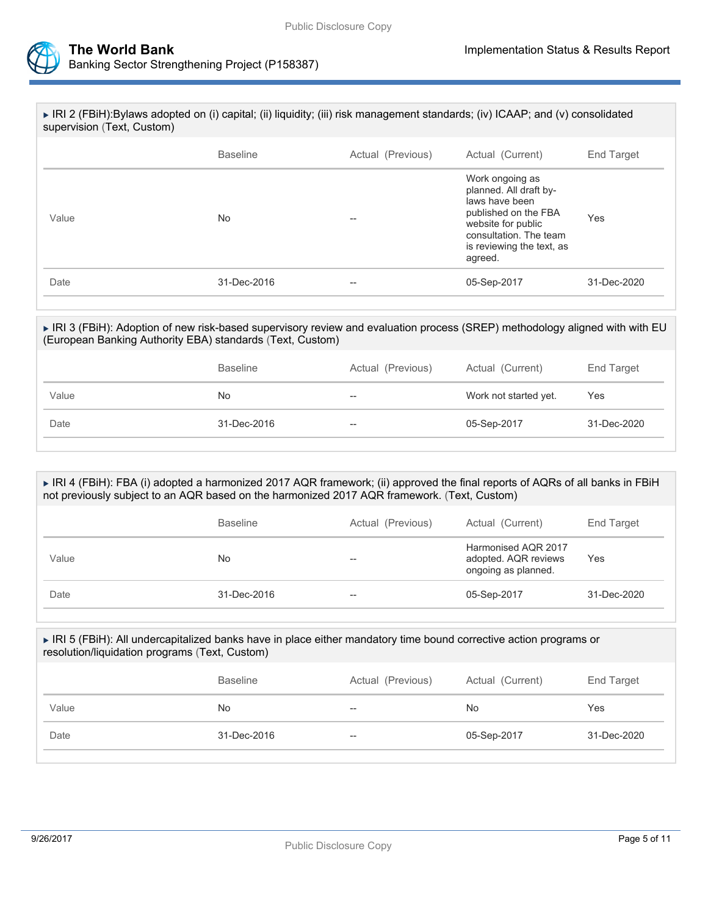▸ IRI 2 (FBiH):Bylaws adopted on (i) capital; (ii) liquidity; (iii) risk management standards; (iv) ICAAP; and (v) consolidated supervision (Text, Custom)

| | Baseline | Actual (Previous) | Actual (Current) | End Target |
|---|---|---|---|---|
| Value | No | -- | Work ongoing as planned. All draft by-laws have been published on the FBA website for public consultation. The team is reviewing the text, as agreed. | Yes |
| Date | 31-Dec-2016 | -- | 05-Sep-2017 | 31-Dec-2020 |

▸ IRI 3 (FBiH): Adoption of new risk-based supervisory review and evaluation process (SREP) methodology aligned with with EU (European Banking Authority EBA) standards (Text, Custom)

| | Baseline | Actual (Previous) | Actual (Current) | End Target |
|---|---|---|---|---|
| Value | No | -- | Work not started yet. | Yes |
| Date | 31-Dec-2016 | -- | 05-Sep-2017 | 31-Dec-2020 |

▸ IRI 4 (FBiH): FBA (i) adopted a harmonized 2017 AQR framework; (ii) approved the final reports of AQRs of all banks in FBiH not previously subject to an AQR based on the harmonized 2017 AQR framework. (Text, Custom)

| | Baseline | Actual (Previous) | Actual (Current) | End Target |
|---|---|---|---|---|
| Value | No | -- | Harmonised AQR 2017 adopted. AQR reviews ongoing as planned. | Yes |
| Date | 31-Dec-2016 | -- | 05-Sep-2017 | 31-Dec-2020 |

▸ IRI 5 (FBiH): All undercapitalized banks have in place either mandatory time bound corrective action programs or resolution/liquidation programs (Text, Custom)

| | Baseline | Actual (Previous) | Actual (Current) | End Target |
|---|---|---|---|---|
| Value | No | -- | No | Yes |
| Date | 31-Dec-2016 | -- | 05-Sep-2017 | 31-Dec-2020 |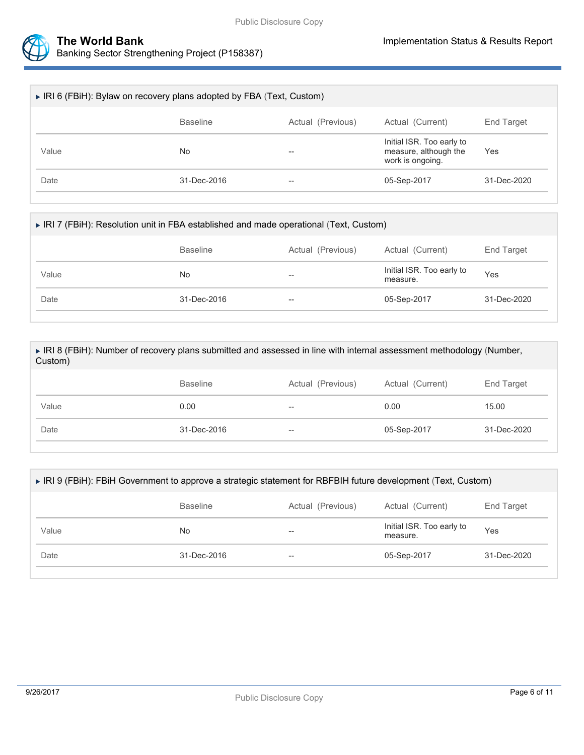### ▶ IRI 6 (FBiH): Bylaw on recovery plans adopted by FBA (Text, Custom)

| | Baseline | Actual (Previous) | Actual (Current) | End Target |
|---|---|---|---|---|
| Value | No | -- | Initial ISR. Too early to measure, although the work is ongoing. | Yes |
| Date | 31-Dec-2016 | -- | 05-Sep-2017 | 31-Dec-2020 |

### ▶ IRI 7 (FBiH): Resolution unit in FBA established and made operational (Text, Custom)

| | Baseline | Actual (Previous) | Actual (Current) | End Target |
|---|---|---|---|---|
| Value | No | -- | Initial ISR. Too early to measure. | Yes |
| Date | 31-Dec-2016 | -- | 05-Sep-2017 | 31-Dec-2020 |

### ▶ IRI 8 (FBiH): Number of recovery plans submitted and assessed in line with internal assessment methodology (Number, Custom)

| | Baseline | Actual (Previous) | Actual (Current) | End Target |
|---|---|---|---|---|
| Value | 0.00 | -- | 0.00 | 15.00 |
| Date | 31-Dec-2016 | -- | 05-Sep-2017 | 31-Dec-2020 |

### ▶ IRI 9 (FBiH): FBiH Government to approve a strategic statement for RBFBIH future development (Text, Custom)

| | Baseline | Actual (Previous) | Actual (Current) | End Target |
|---|---|---|---|---|
| Value | No | -- | Initial ISR. Too early to measure. | Yes |
| Date | 31-Dec-2016 | -- | 05-Sep-2017 | 31-Dec-2020 |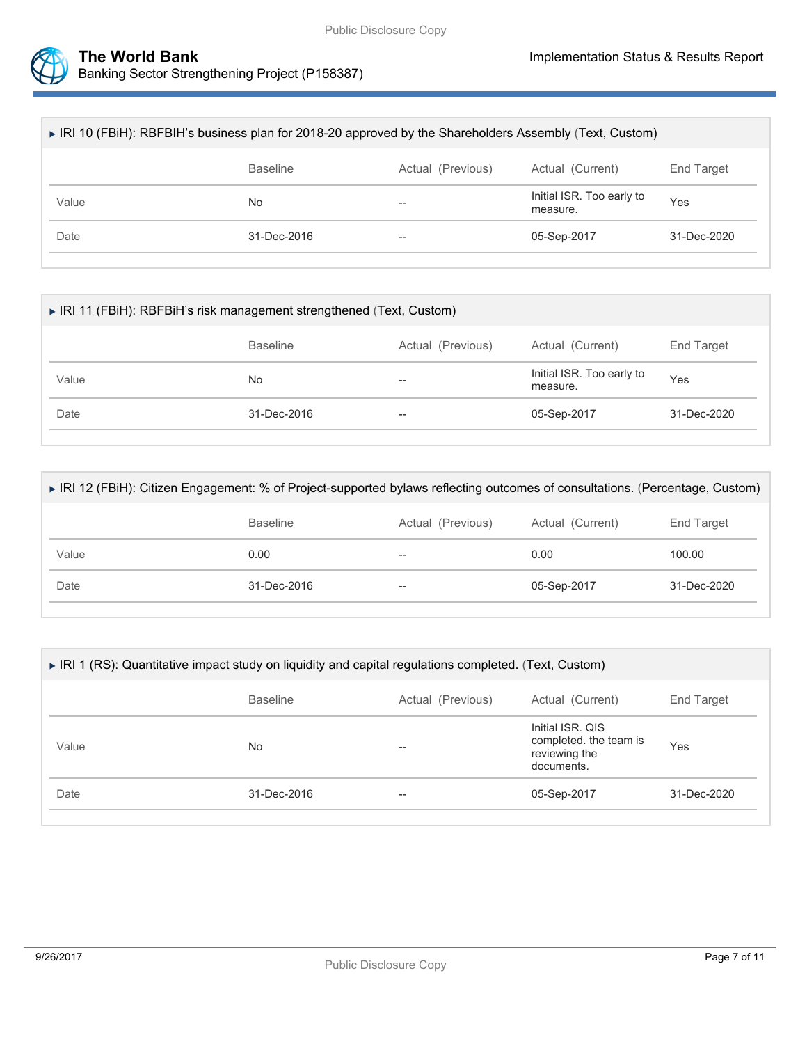▸ IRI 10 (FBiH): RBFBIH's business plan for 2018-20 approved by the Shareholders Assembly (Text, Custom)

| | Baseline | Actual (Previous) | Actual (Current) | End Target |
|---|---|---|---|---|
| Value | No | -- | Initial ISR. Too early to measure. | Yes |
| Date | 31-Dec-2016 | -- | 05-Sep-2017 | 31-Dec-2020 |

▸ IRI 11 (FBiH): RBFBiH's risk management strengthened (Text, Custom)

| | Baseline | Actual (Previous) | Actual (Current) | End Target |
|---|---|---|---|---|
| Value | No | -- | Initial ISR. Too early to measure. | Yes |
| Date | 31-Dec-2016 | -- | 05-Sep-2017 | 31-Dec-2020 |

▸ IRI 12 (FBiH): Citizen Engagement: % of Project-supported bylaws reflecting outcomes of consultations. (Percentage, Custom)

| | Baseline | Actual (Previous) | Actual (Current) | End Target |
|---|---|---|---|---|
| Value | 0.00 | -- | 0.00 | 100.00 |
| Date | 31-Dec-2016 | -- | 05-Sep-2017 | 31-Dec-2020 |

▸ IRI 1 (RS): Quantitative impact study on liquidity and capital regulations completed. (Text, Custom)

| | Baseline | Actual (Previous) | Actual (Current) | End Target |
|---|---|---|---|---|
| Value | No | -- | Initial ISR. QIS completed. the team is reviewing the documents. | Yes |
| Date | 31-Dec-2016 | -- | 05-Sep-2017 | 31-Dec-2020 |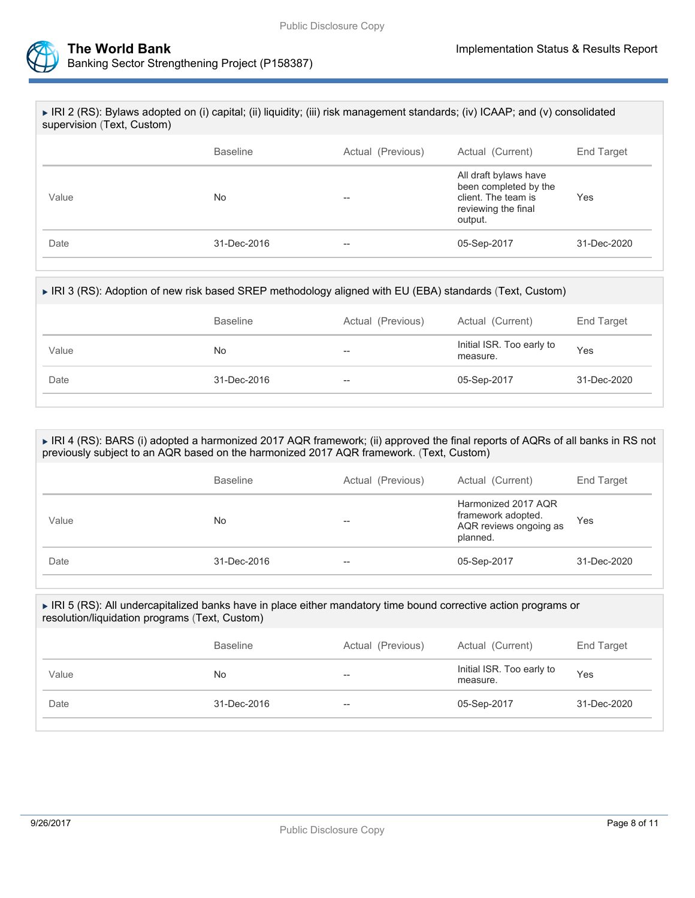▶ IRI 2 (RS): Bylaws adopted on (i) capital; (ii) liquidity; (iii) risk management standards; (iv) ICAAP; and (v) consolidated supervision (Text, Custom)

| | Baseline | Actual (Previous) | Actual (Current) | End Target |
|---|---|---|---|---|
| Value | No | -- | All draft bylaws have been completed by the client. The team is reviewing the final output. | Yes |
| Date | 31-Dec-2016 | -- | 05-Sep-2017 | 31-Dec-2020 |

▶ IRI 3 (RS): Adoption of new risk based SREP methodology aligned with EU (EBA) standards (Text, Custom)

| | Baseline | Actual (Previous) | Actual (Current) | End Target |
|---|---|---|---|---|
| Value | No | -- | Initial ISR. Too early to measure. | Yes |
| Date | 31-Dec-2016 | -- | 05-Sep-2017 | 31-Dec-2020 |

▶ IRI 4 (RS): BARS (i) adopted a harmonized 2017 AQR framework; (ii) approved the final reports of AQRs of all banks in RS not previously subject to an AQR based on the harmonized 2017 AQR framework. (Text, Custom)

| | Baseline | Actual (Previous) | Actual (Current) | End Target |
|---|---|---|---|---|
| Value | No | -- | Harmonized 2017 AQR framework adopted. AQR reviews ongoing as planned. | Yes |
| Date | 31-Dec-2016 | -- | 05-Sep-2017 | 31-Dec-2020 |

▶ IRI 5 (RS): All undercapitalized banks have in place either mandatory time bound corrective action programs or resolution/liquidation programs (Text, Custom)

| | Baseline | Actual (Previous) | Actual (Current) | End Target |
|---|---|---|---|---|
| Value | No | -- | Initial ISR. Too early to measure. | Yes |
| Date | 31-Dec-2016 | -- | 05-Sep-2017 | 31-Dec-2020 |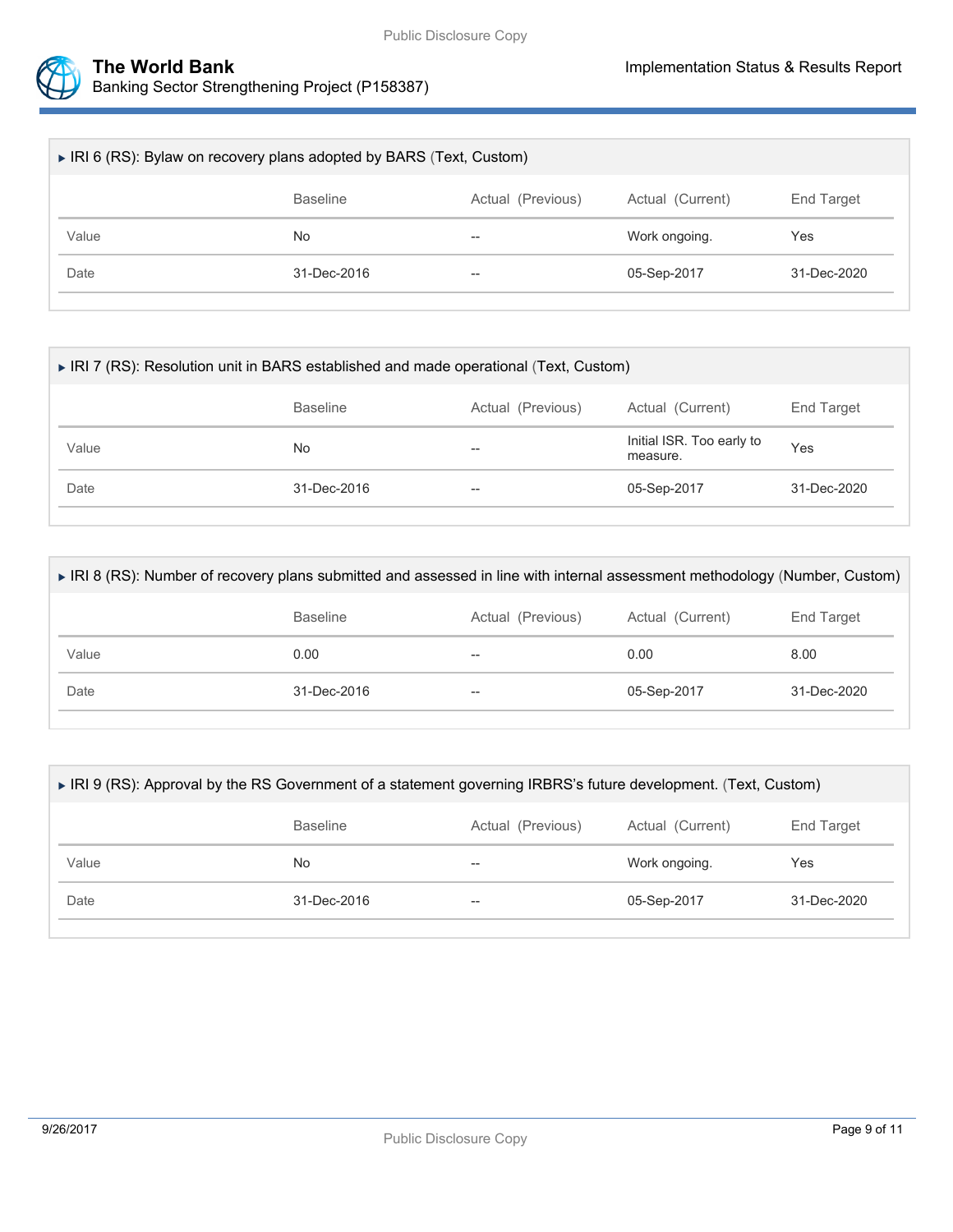### ▶ IRI 6 (RS): Bylaw on recovery plans adopted by BARS (Text, Custom)

| | Baseline | Actual (Previous) | Actual (Current) | End Target |
|---|---|---|---|---|
| Value | No | -- | Work ongoing. | Yes |
| Date | 31-Dec-2016 | -- | 05-Sep-2017 | 31-Dec-2020 |

### ▶ IRI 7 (RS): Resolution unit in BARS established and made operational (Text, Custom)

| | Baseline | Actual (Previous) | Actual (Current) | End Target |
|---|---|---|---|---|
| Value | No | -- | Initial ISR. Too early to measure. | Yes |
| Date | 31-Dec-2016 | -- | 05-Sep-2017 | 31-Dec-2020 |

### ▶ IRI 8 (RS): Number of recovery plans submitted and assessed in line with internal assessment methodology (Number, Custom)

| | Baseline | Actual (Previous) | Actual (Current) | End Target |
|---|---|---|---|---|
| Value | 0.00 | -- | 0.00 | 8.00 |
| Date | 31-Dec-2016 | -- | 05-Sep-2017 | 31-Dec-2020 |

### ▶ IRI 9 (RS): Approval by the RS Government of a statement governing IRBRS's future development. (Text, Custom)

| | Baseline | Actual (Previous) | Actual (Current) | End Target |
|---|---|---|---|---|
| Value | No | -- | Work ongoing. | Yes |
| Date | 31-Dec-2016 | -- | 05-Sep-2017 | 31-Dec-2020 |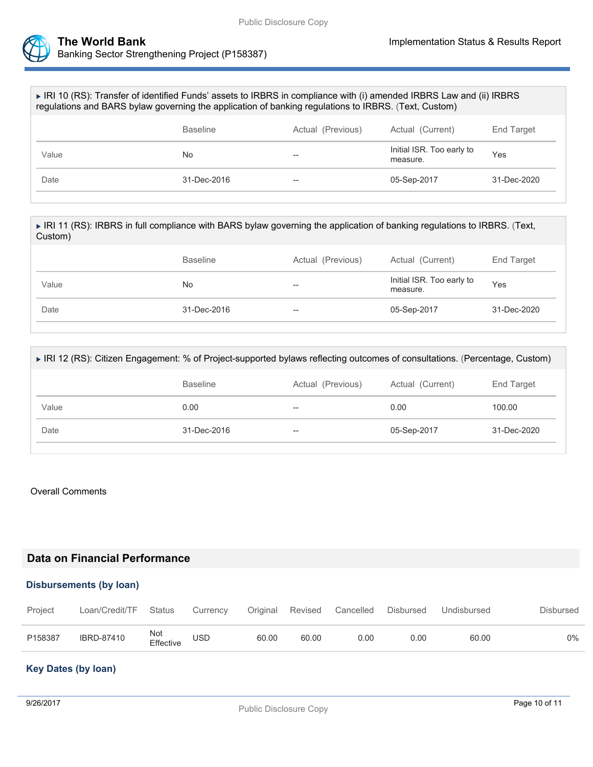▶ IRI 10 (RS): Transfer of identified Funds' assets to IRBRS in compliance with (i) amended IRBRS Law and (ii) IRBRS regulations and BARS bylaw governing the application of banking regulations to IRBRS. (Text, Custom)

| | Baseline | Actual (Previous) | Actual (Current) | End Target |
|---|---|---|---|---|
| Value | No | -- | Initial ISR. Too early to measure. | Yes |
| Date | 31-Dec-2016 | -- | 05-Sep-2017 | 31-Dec-2020 |

▶ IRI 11 (RS): IRBRS in full compliance with BARS bylaw governing the application of banking regulations to IRBRS. (Text, Custom)

| | Baseline | Actual (Previous) | Actual (Current) | End Target |
|---|---|---|---|---|
| Value | No | -- | Initial ISR. Too early to measure. | Yes |
| Date | 31-Dec-2016 | -- | 05-Sep-2017 | 31-Dec-2020 |

▶ IRI 12 (RS): Citizen Engagement: % of Project-supported bylaws reflecting outcomes of consultations. (Percentage, Custom)

| | Baseline | Actual (Previous) | Actual (Current) | End Target |
|---|---|---|---|---|
| Value | 0.00 | -- | 0.00 | 100.00 |
| Date | 31-Dec-2016 | -- | 05-Sep-2017 | 31-Dec-2020 |

Overall Comments

## Data on Financial Performance

### Disbursements (by loan)

| Project | Loan/Credit/TF | Status | Currency | Original | Revised | Cancelled | Disbursed | Undisbursed | Disbursed |
|---|---|---|---|---|---|---|---|---|---|
| P158387 | IBRD-87410 | Not Effective | USD | 60.00 | 60.00 | 0.00 | 0.00 | 60.00 | 0% |

### Key Dates (by loan)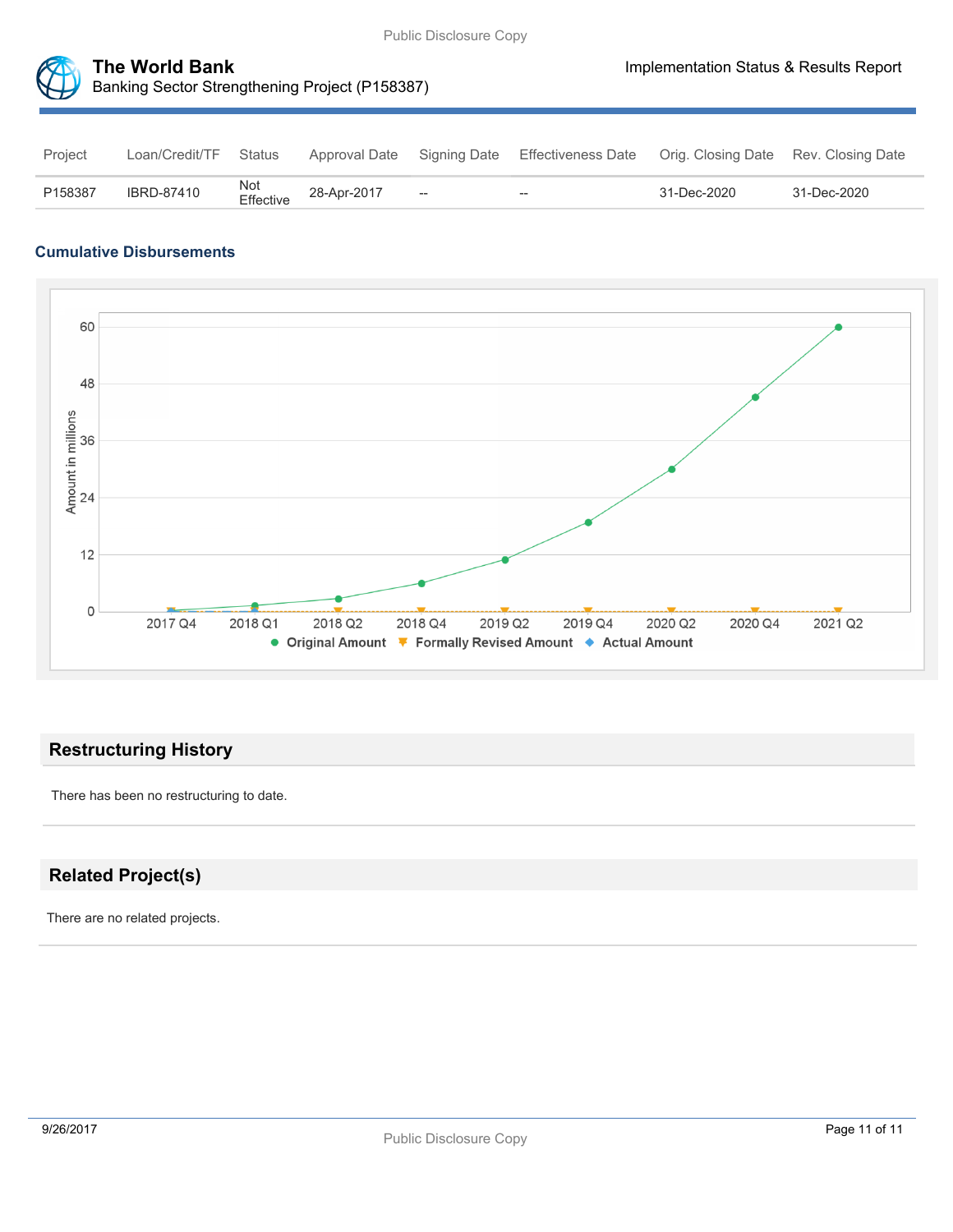| Project | Loan/Credit/TF | Status | Approval Date | Signing Date | Effectiveness Date | Orig. Closing Date | Rev. Closing Date |
|---|---|---|---|---|---|---|---|
| P158387 | IBRD-87410 | Not Effective | 28-Apr-2017 | -- | -- | 31-Dec-2020 | 31-Dec-2020 |

### Cumulative Disbursements

Amount in millions

60
48
36
24
12
0

2017 Q4 2018 Q1 2018 Q2 2018 Q4 2019 Q2 2019 Q4 2020 Q2 2020 Q4 2021 Q2

Original Amount Formally Revised Amount Actual Amount

## Restructuring History

There has been no restructuring to date.

## Related Project(s)

There are no related projects.